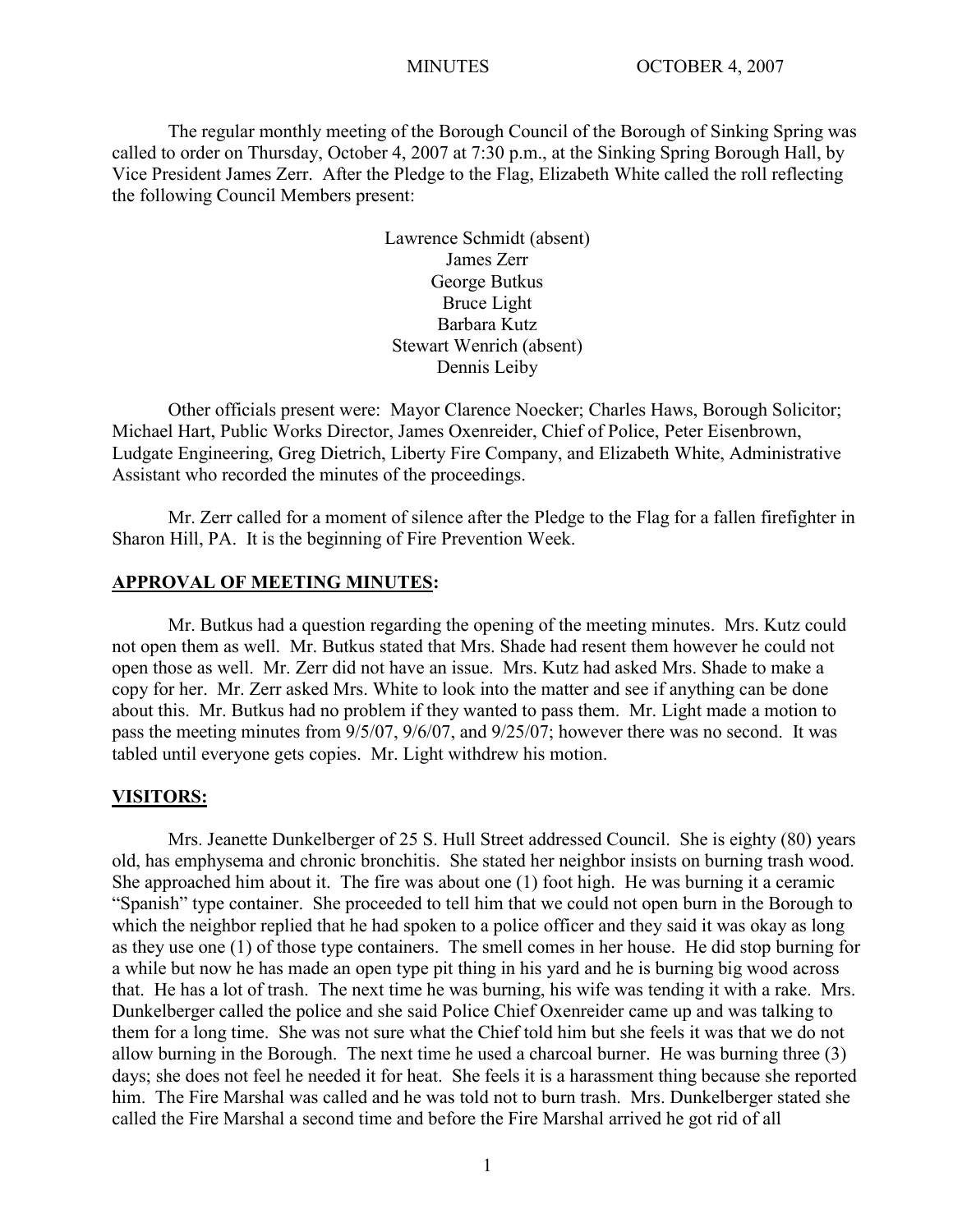MINUTES OCTOBER 4, 2007

The regular monthly meeting of the Borough Council of the Borough of Sinking Spring was called to order on Thursday, October 4, 2007 at 7:30 p.m., at the Sinking Spring Borough Hall, by Vice President James Zerr. After the Pledge to the Flag, Elizabeth White called the roll reflecting the following Council Members present:

Lawrence Schmidt (absent)
James Zerr
George Butkus
Bruce Light
Barbara Kutz
Stewart Wenrich (absent)
Dennis Leiby

Other officials present were: Mayor Clarence Noecker; Charles Haws, Borough Solicitor; Michael Hart, Public Works Director, James Oxenreider, Chief of Police, Peter Eisenbrown, Ludgate Engineering, Greg Dietrich, Liberty Fire Company, and Elizabeth White, Administrative Assistant who recorded the minutes of the proceedings.

Mr. Zerr called for a moment of silence after the Pledge to the Flag for a fallen firefighter in Sharon Hill, PA. It is the beginning of Fire Prevention Week.

## APPROVAL OF MEETING MINUTES:

Mr. Butkus had a question regarding the opening of the meeting minutes. Mrs. Kutz could not open them as well. Mr. Butkus stated that Mrs. Shade had resent them however he could not open those as well. Mr. Zerr did not have an issue. Mrs. Kutz had asked Mrs. Shade to make a copy for her. Mr. Zerr asked Mrs. White to look into the matter and see if anything can be done about this. Mr. Butkus had no problem if they wanted to pass them. Mr. Light made a motion to pass the meeting minutes from 9/5/07, 9/6/07, and 9/25/07; however there was no second. It was tabled until everyone gets copies. Mr. Light withdrew his motion.

## VISITORS:

Mrs. Jeanette Dunkelberger of 25 S. Hull Street addressed Council. She is eighty (80) years old, has emphysema and chronic bronchitis. She stated her neighbor insists on burning trash wood. She approached him about it. The fire was about one (1) foot high. He was burning it a ceramic "Spanish" type container. She proceeded to tell him that we could not open burn in the Borough to which the neighbor replied that he had spoken to a police officer and they said it was okay as long as they use one (1) of those type containers. The smell comes in her house. He did stop burning for a while but now he has made an open type pit thing in his yard and he is burning big wood across that. He has a lot of trash. The next time he was burning, his wife was tending it with a rake. Mrs. Dunkelberger called the police and she said Police Chief Oxenreider came up and was talking to them for a long time. She was not sure what the Chief told him but she feels it was that we do not allow burning in the Borough. The next time he used a charcoal burner. He was burning three (3) days; she does not feel he needed it for heat. She feels it is a harassment thing because she reported him. The Fire Marshal was called and he was told not to burn trash. Mrs. Dunkelberger stated she called the Fire Marshal a second time and before the Fire Marshal arrived he got rid of all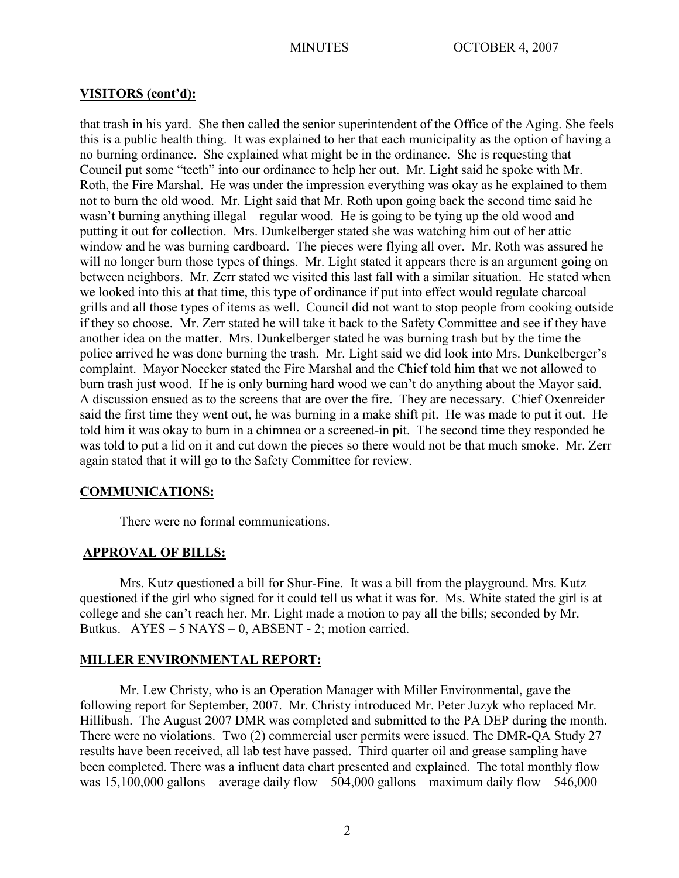## VISITORS (cont'd):

that trash in his yard. She then called the senior superintendent of the Office of the Aging. She feels this is a public health thing. It was explained to her that each municipality as the option of having a no burning ordinance. She explained what might be in the ordinance. She is requesting that Council put some "teeth" into our ordinance to help her out. Mr. Light said he spoke with Mr. Roth, the Fire Marshal. He was under the impression everything was okay as he explained to them not to burn the old wood. Mr. Light said that Mr. Roth upon going back the second time said he wasn't burning anything illegal – regular wood. He is going to be tying up the old wood and putting it out for collection. Mrs. Dunkelberger stated she was watching him out of her attic window and he was burning cardboard. The pieces were flying all over. Mr. Roth was assured he will no longer burn those types of things. Mr. Light stated it appears there is an argument going on between neighbors. Mr. Zerr stated we visited this last fall with a similar situation. He stated when we looked into this at that time, this type of ordinance if put into effect would regulate charcoal grills and all those types of items as well. Council did not want to stop people from cooking outside if they so choose. Mr. Zerr stated he will take it back to the Safety Committee and see if they have another idea on the matter. Mrs. Dunkelberger stated he was burning trash but by the time the police arrived he was done burning the trash. Mr. Light said we did look into Mrs. Dunkelberger's complaint. Mayor Noecker stated the Fire Marshal and the Chief told him that we not allowed to burn trash just wood. If he is only burning hard wood we can't do anything about the Mayor said. A discussion ensued as to the screens that are over the fire. They are necessary. Chief Oxenreider said the first time they went out, he was burning in a make shift pit. He was made to put it out. He told him it was okay to burn in a chimnea or a screened-in pit. The second time they responded he was told to put a lid on it and cut down the pieces so there would not be that much smoke. Mr. Zerr again stated that it will go to the Safety Committee for review.

## COMMUNICATIONS:

There were no formal communications.

## APPROVAL OF BILLS:

Mrs. Kutz questioned a bill for Shur-Fine. It was a bill from the playground. Mrs. Kutz questioned if the girl who signed for it could tell us what it was for. Ms. White stated the girl is at college and she can't reach her. Mr. Light made a motion to pay all the bills; seconded by Mr. Butkus. AYES – 5 NAYS – 0, ABSENT - 2; motion carried.

## MILLER ENVIRONMENTAL REPORT:

Mr. Lew Christy, who is an Operation Manager with Miller Environmental, gave the following report for September, 2007. Mr. Christy introduced Mr. Peter Juzyk who replaced Mr. Hillibush. The August 2007 DMR was completed and submitted to the PA DEP during the month. There were no violations. Two (2) commercial user permits were issued. The DMR-QA Study 27 results have been received, all lab test have passed. Third quarter oil and grease sampling have been completed. There was a influent data chart presented and explained. The total monthly flow was 15,100,000 gallons – average daily flow – 504,000 gallons – maximum daily flow – 546,000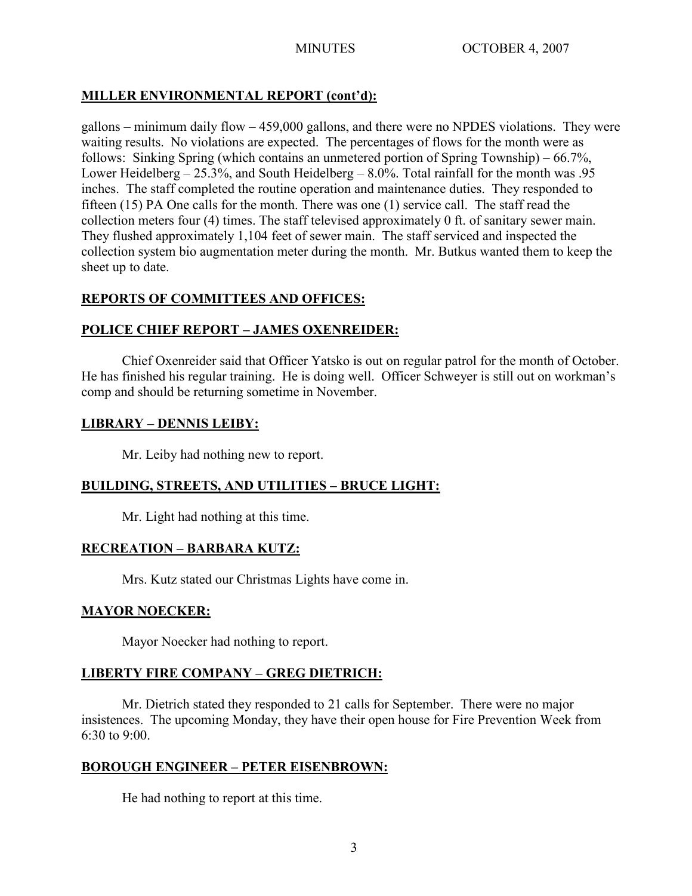**MILLER ENVIRONMENTAL REPORT (cont'd):**

gallons – minimum daily flow – 459,000 gallons, and there were no NPDES violations. They were waiting results. No violations are expected. The percentages of flows for the month were as follows: Sinking Spring (which contains an unmetered portion of Spring Township) – 66.7%, Lower Heidelberg – 25.3%, and South Heidelberg – 8.0%. Total rainfall for the month was .95 inches. The staff completed the routine operation and maintenance duties. They responded to fifteen (15) PA One calls for the month. There was one (1) service call. The staff read the collection meters four (4) times. The staff televised approximately 0 ft. of sanitary sewer main. They flushed approximately 1,104 feet of sewer main. The staff serviced and inspected the collection system bio augmentation meter during the month. Mr. Butkus wanted them to keep the sheet up to date.

**REPORTS OF COMMITTEES AND OFFICES:**

**POLICE CHIEF REPORT – JAMES OXENREIDER:**

Chief Oxenreider said that Officer Yatsko is out on regular patrol for the month of October. He has finished his regular training. He is doing well. Officer Schweyer is still out on workman's comp and should be returning sometime in November.

**LIBRARY – DENNIS LEIBY:**

Mr. Leiby had nothing new to report.

**BUILDING, STREETS, AND UTILITIES – BRUCE LIGHT:**

Mr. Light had nothing at this time.

**RECREATION – BARBARA KUTZ:**

Mrs. Kutz stated our Christmas Lights have come in.

**MAYOR NOECKER:**

Mayor Noecker had nothing to report.

**LIBERTY FIRE COMPANY – GREG DIETRICH:**

Mr. Dietrich stated they responded to 21 calls for September. There were no major insistences. The upcoming Monday, they have their open house for Fire Prevention Week from 6:30 to 9:00.

**BOROUGH ENGINEER – PETER EISENBROWN:**

He had nothing to report at this time.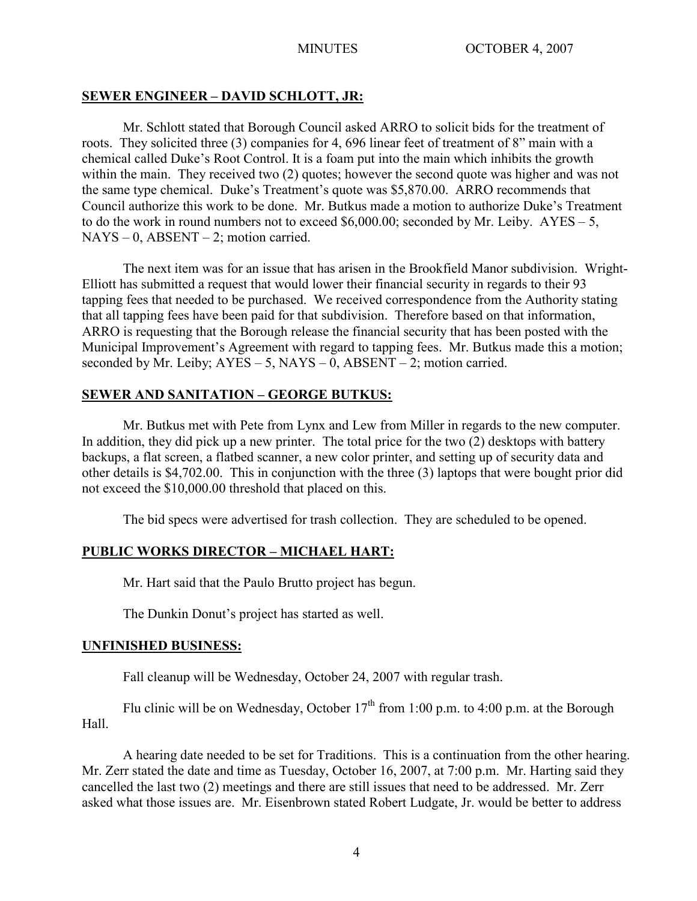**SEWER ENGINEER – DAVID SCHLOTT, JR:**

Mr. Schlott stated that Borough Council asked ARRO to solicit bids for the treatment of roots. They solicited three (3) companies for 4, 696 linear feet of treatment of 8" main with a chemical called Duke's Root Control. It is a foam put into the main which inhibits the growth within the main. They received two (2) quotes; however the second quote was higher and was not the same type chemical. Duke's Treatment's quote was $5,870.00. ARRO recommends that Council authorize this work to be done. Mr. Butkus made a motion to authorize Duke's Treatment to do the work in round numbers not to exceed $6,000.00; seconded by Mr. Leiby. AYES – 5, NAYS – 0, ABSENT – 2; motion carried.

The next item was for an issue that has arisen in the Brookfield Manor subdivision. Wright-Elliott has submitted a request that would lower their financial security in regards to their 93 tapping fees that needed to be purchased. We received correspondence from the Authority stating that all tapping fees have been paid for that subdivision. Therefore based on that information, ARRO is requesting that the Borough release the financial security that has been posted with the Municipal Improvement's Agreement with regard to tapping fees. Mr. Butkus made this a motion; seconded by Mr. Leiby; AYES – 5, NAYS – 0, ABSENT – 2; motion carried.

**SEWER AND SANITATION – GEORGE BUTKUS:**

Mr. Butkus met with Pete from Lynx and Lew from Miller in regards to the new computer. In addition, they did pick up a new printer. The total price for the two (2) desktops with battery backups, a flat screen, a flatbed scanner, a new color printer, and setting up of security data and other details is $4,702.00. This in conjunction with the three (3) laptops that were bought prior did not exceed the $10,000.00 threshold that placed on this.

The bid specs were advertised for trash collection. They are scheduled to be opened.

**PUBLIC WORKS DIRECTOR – MICHAEL HART:**

Mr. Hart said that the Paulo Brutto project has begun.

The Dunkin Donut's project has started as well.

**UNFINISHED BUSINESS:**

Fall cleanup will be Wednesday, October 24, 2007 with regular trash.

Flu clinic will be on Wednesday, October 17th from 1:00 p.m. to 4:00 p.m. at the Borough Hall.

A hearing date needed to be set for Traditions. This is a continuation from the other hearing. Mr. Zerr stated the date and time as Tuesday, October 16, 2007, at 7:00 p.m. Mr. Harting said they cancelled the last two (2) meetings and there are still issues that need to be addressed. Mr. Zerr asked what those issues are. Mr. Eisenbrown stated Robert Ludgate, Jr. would be better to address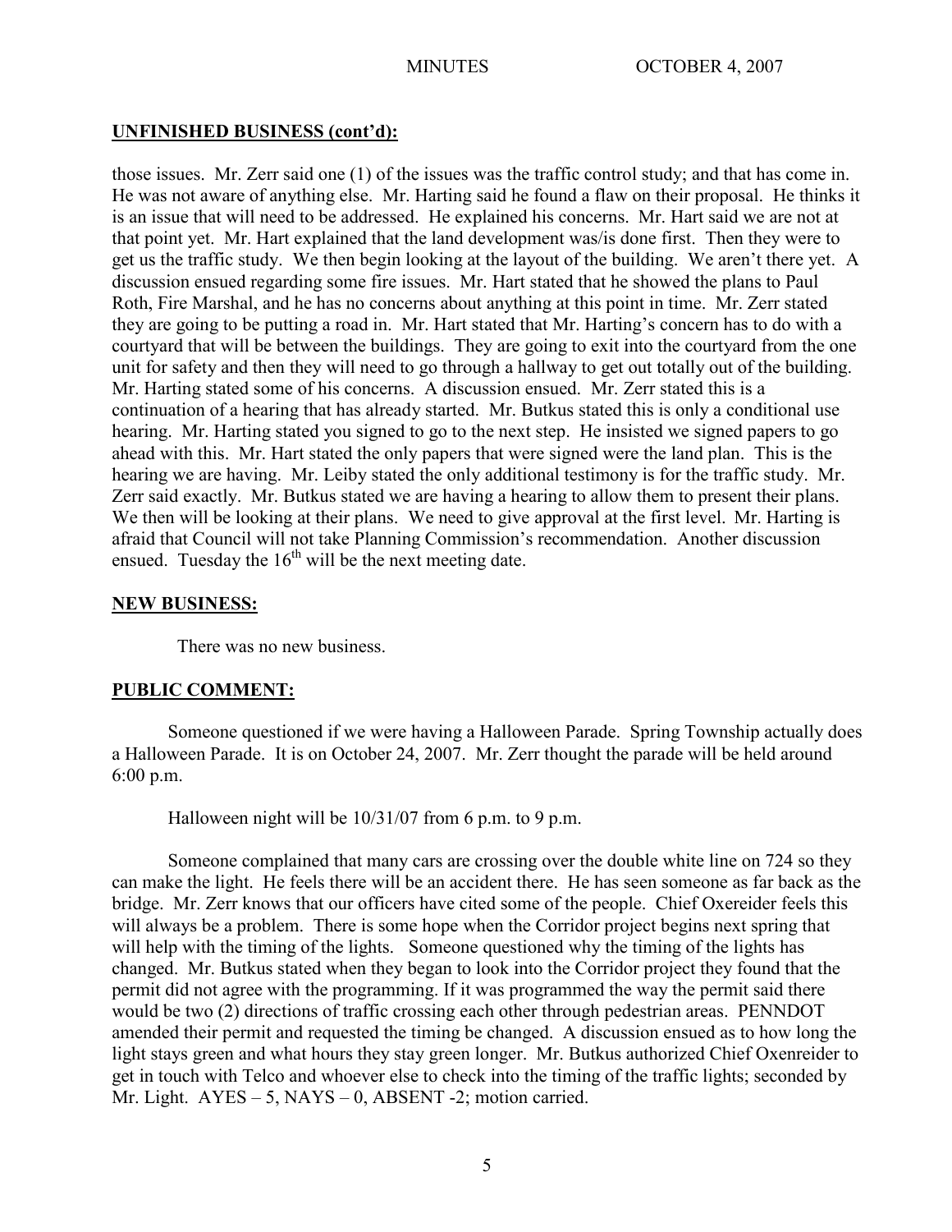## UNFINISHED BUSINESS (cont'd):

those issues. Mr. Zerr said one (1) of the issues was the traffic control study; and that has come in. He was not aware of anything else. Mr. Harting said he found a flaw on their proposal. He thinks it is an issue that will need to be addressed. He explained his concerns. Mr. Hart said we are not at that point yet. Mr. Hart explained that the land development was/is done first. Then they were to get us the traffic study. We then begin looking at the layout of the building. We aren't there yet. A discussion ensued regarding some fire issues. Mr. Hart stated that he showed the plans to Paul Roth, Fire Marshal, and he has no concerns about anything at this point in time. Mr. Zerr stated they are going to be putting a road in. Mr. Hart stated that Mr. Harting's concern has to do with a courtyard that will be between the buildings. They are going to exit into the courtyard from the one unit for safety and then they will need to go through a hallway to get out totally out of the building. Mr. Harting stated some of his concerns. A discussion ensued. Mr. Zerr stated this is a continuation of a hearing that has already started. Mr. Butkus stated this is only a conditional use hearing. Mr. Harting stated you signed to go to the next step. He insisted we signed papers to go ahead with this. Mr. Hart stated the only papers that were signed were the land plan. This is the hearing we are having. Mr. Leiby stated the only additional testimony is for the traffic study. Mr. Zerr said exactly. Mr. Butkus stated we are having a hearing to allow them to present their plans. We then will be looking at their plans. We need to give approval at the first level. Mr. Harting is afraid that Council will not take Planning Commission's recommendation. Another discussion ensued. Tuesday the 16th will be the next meeting date.

## NEW BUSINESS:

There was no new business.

## PUBLIC COMMENT:

Someone questioned if we were having a Halloween Parade. Spring Township actually does a Halloween Parade. It is on October 24, 2007. Mr. Zerr thought the parade will be held around 6:00 p.m.

Halloween night will be 10/31/07 from 6 p.m. to 9 p.m.

Someone complained that many cars are crossing over the double white line on 724 so they can make the light. He feels there will be an accident there. He has seen someone as far back as the bridge. Mr. Zerr knows that our officers have cited some of the people. Chief Oxereider feels this will always be a problem. There is some hope when the Corridor project begins next spring that will help with the timing of the lights. Someone questioned why the timing of the lights has changed. Mr. Butkus stated when they began to look into the Corridor project they found that the permit did not agree with the programming. If it was programmed the way the permit said there would be two (2) directions of traffic crossing each other through pedestrian areas. PENNDOT amended their permit and requested the timing be changed. A discussion ensued as to how long the light stays green and what hours they stay green longer. Mr. Butkus authorized Chief Oxenreider to get in touch with Telco and whoever else to check into the timing of the traffic lights; seconded by Mr. Light. AYES – 5, NAYS – 0, ABSENT -2; motion carried.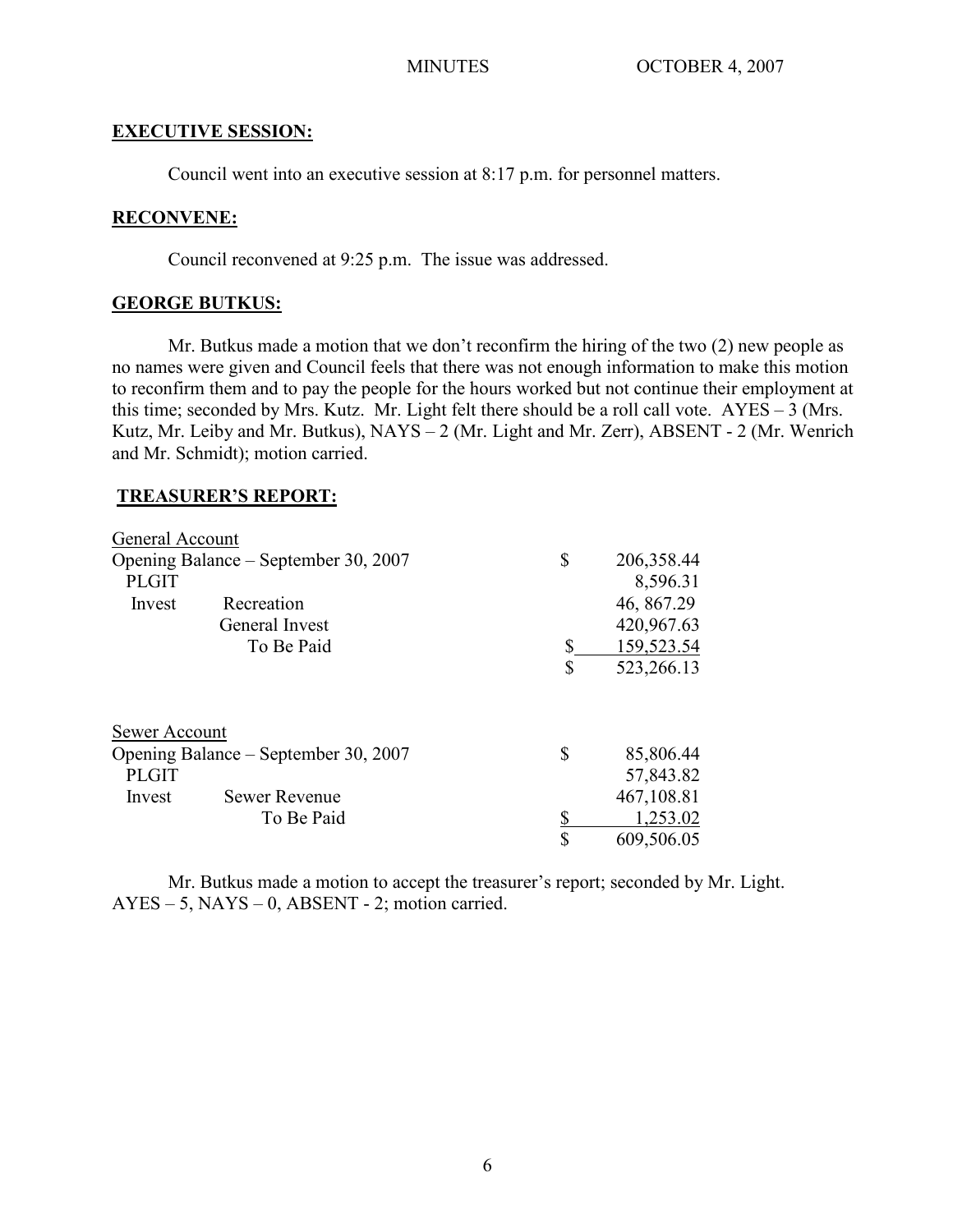**EXECUTIVE SESSION:**

Council went into an executive session at 8:17 p.m. for personnel matters.

**RECONVENE:**

Council reconvened at 9:25 p.m. The issue was addressed.

**GEORGE BUTKUS:**

Mr. Butkus made a motion that we don't reconfirm the hiring of the two (2) new people as no names were given and Council feels that there was not enough information to make this motion to reconfirm them and to pay the people for the hours worked but not continue their employment at this time; seconded by Mrs. Kutz. Mr. Light felt there should be a roll call vote. AYES – 3 (Mrs. Kutz, Mr. Leiby and Mr. Butkus), NAYS – 2 (Mr. Light and Mr. Zerr), ABSENT - 2 (Mr. Wenrich and Mr. Schmidt); motion carried.

**TREASURER'S REPORT:**

| General Account | | | |
|---|---|---|---|
| Opening Balance – September 30, 2007 | | $ | 206,358.44 |
| PLGIT | | | 8,596.31 |
| Invest | Recreation | | 46, 867.29 |
| | General Invest | | 420,967.63 |
| | To Be Paid | $ | 159,523.54 |
| | | $ | 523,266.13 |

| Sewer Account | | | |
|---|---|---|---|
| Opening Balance – September 30, 2007 | | $ | 85,806.44 |
| PLGIT | | | 57,843.82 |
| Invest | Sewer Revenue | | 467,108.81 |
| | To Be Paid | $ | 1,253.02 |
| | | $ | 609,506.05 |

Mr. Butkus made a motion to accept the treasurer's report; seconded by Mr. Light. AYES – 5, NAYS – 0, ABSENT - 2; motion carried.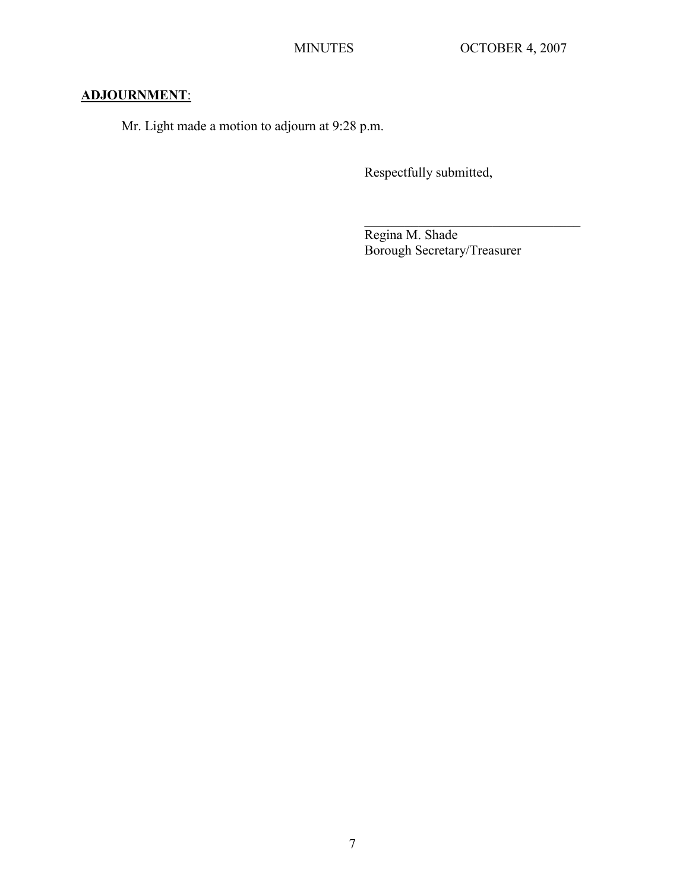**ADJOURNMENT**:

Mr. Light made a motion to adjourn at 9:28 p.m.

Respectfully submitted,

\_\_\_\_\_\_\_\_\_\_\_\_\_\_\_\_\_\_\_\_\_\_\_\_\_\_\_\_\_\_\_\_

Regina M. Shade
Borough Secretary/Treasurer